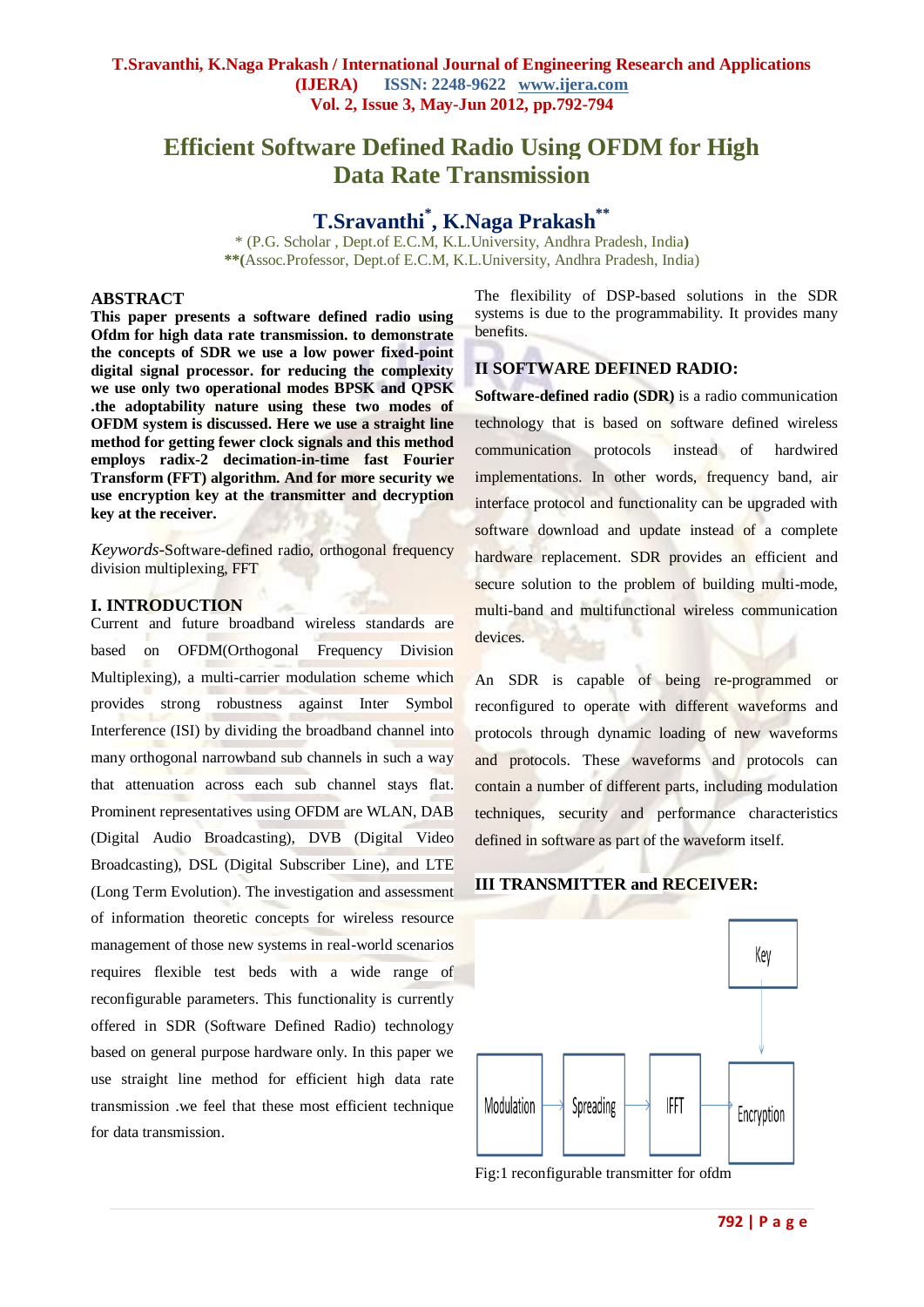# Efficient Software Defined Radio Using OFDM for High Data Rate Transmission

**T.Sravanthi*, K.Naga Prakash****

* (P.G. Scholar , Dept.of E.C.M, K.L.University, Andhra Pradesh, India)

**(Assoc.Professor, Dept.of E.C.M, K.L.University, Andhra Pradesh, India)

## ABSTRACT

**This paper presents a software defined radio using Ofdm for high data rate transmission. to demonstrate the concepts of SDR we use a low power fixed-point digital signal processor. for reducing the complexity we use only two operational modes BPSK and QPSK .the adoptability nature using these two modes of OFDM system is discussed. Here we use a straight line method for getting fewer clock signals and this method employs radix-2 decimation-in-time fast Fourier Transform (FFT) algorithm. And for more security we use encryption key at the transmitter and decryption key at the receiver.**

*Keywords*-Software-defined radio, orthogonal frequency division multiplexing, FFT

## I. INTRODUCTION

Current and future broadband wireless standards are based on OFDM(Orthogonal Frequency Division Multiplexing), a multi-carrier modulation scheme which provides strong robustness against Inter Symbol Interference (ISI) by dividing the broadband channel into many orthogonal narrowband sub channels in such a way that attenuation across each sub channel stays flat. Prominent representatives using OFDM are WLAN, DAB (Digital Audio Broadcasting), DVB (Digital Video Broadcasting), DSL (Digital Subscriber Line), and LTE (Long Term Evolution). The investigation and assessment of information theoretic concepts for wireless resource management of those new systems in real-world scenarios requires flexible test beds with a wide range of reconfigurable parameters. This functionality is currently offered in SDR (Software Defined Radio) technology based on general purpose hardware only. In this paper we use straight line method for efficient high data rate transmission .we feel that these most efficient technique for data transmission.

The flexibility of DSP-based solutions in the SDR systems is due to the programmability. It provides many benefits.

## II SOFTWARE DEFINED RADIO:

**Software-defined radio (SDR)** is a radio communication technology that is based on software defined wireless communication protocols instead of hardwired implementations. In other words, frequency band, air interface protocol and functionality can be upgraded with software download and update instead of a complete hardware replacement. SDR provides an efficient and secure solution to the problem of building multi-mode, multi-band and multifunctional wireless communication devices.

An SDR is capable of being re-programmed or reconfigured to operate with different waveforms and protocols through dynamic loading of new waveforms and protocols. These waveforms and protocols can contain a number of different parts, including modulation techniques, security and performance characteristics defined in software as part of the waveform itself.

## III TRANSMITTER and RECEIVER:

Modulation → Spreading → IFFT → Encryption ← Key

Fig:1 reconfigurable transmitter for ofdm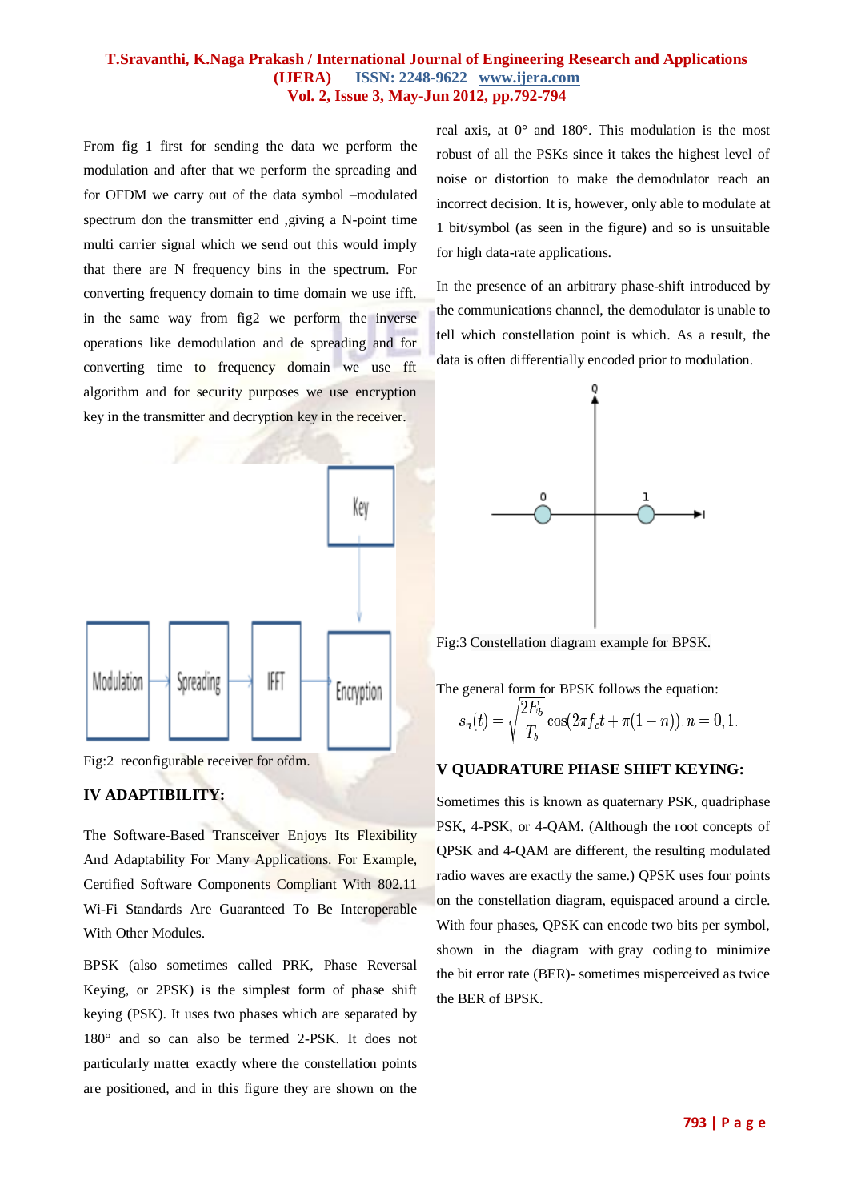From fig 1 first for sending the data we perform the modulation and after that we perform the spreading and for OFDM we carry out of the data symbol –modulated spectrum don the transmitter end ,giving a N-point time multi carrier signal which we send out this would imply that there are N frequency bins in the spectrum. For converting frequency domain to time domain we use ifft. in the same way from fig2 we perform the inverse operations like demodulation and de spreading and for converting time to frequency domain we use fft algorithm and for security purposes we use encryption key in the transmitter and decryption key in the receiver.

Fig:2 reconfigurable receiver for ofdm.

## IV ADAPTIBILITY:

The Software-Based Transceiver Enjoys Its Flexibility And Adaptability For Many Applications. For Example, Certified Software Components Compliant With 802.11 Wi-Fi Standards Are Guaranteed To Be Interoperable With Other Modules.

BPSK (also sometimes called PRK, Phase Reversal Keying, or 2PSK) is the simplest form of phase shift keying (PSK). It uses two phases which are separated by 180° and so can also be termed 2-PSK. It does not particularly matter exactly where the constellation points are positioned, and in this figure they are shown on the real axis, at 0° and 180°. This modulation is the most robust of all the PSKs since it takes the highest level of noise or distortion to make the demodulator reach an incorrect decision. It is, however, only able to modulate at 1 bit/symbol (as seen in the figure) and so is unsuitable for high data-rate applications.

In the presence of an arbitrary phase-shift introduced by the communications channel, the demodulator is unable to tell which constellation point is which. As a result, the data is often differentially encoded prior to modulation.

Fig:3 Constellation diagram example for BPSK.

The general form for BPSK follows the equation:

$$s_n(t) = \sqrt{\frac{2E_b}{T_b}} \cos(2\pi f_c t + \pi(1-n)), n = 0, 1.$$

## V QUADRATURE PHASE SHIFT KEYING:

Sometimes this is known as quaternary PSK, quadriphase PSK, 4-PSK, or 4-QAM. (Although the root concepts of QPSK and 4-QAM are different, the resulting modulated radio waves are exactly the same.) QPSK uses four points on the constellation diagram, equispaced around a circle. With four phases, QPSK can encode two bits per symbol, shown in the diagram with gray coding to minimize the bit error rate (BER)- sometimes misperceived as twice the BER of BPSK.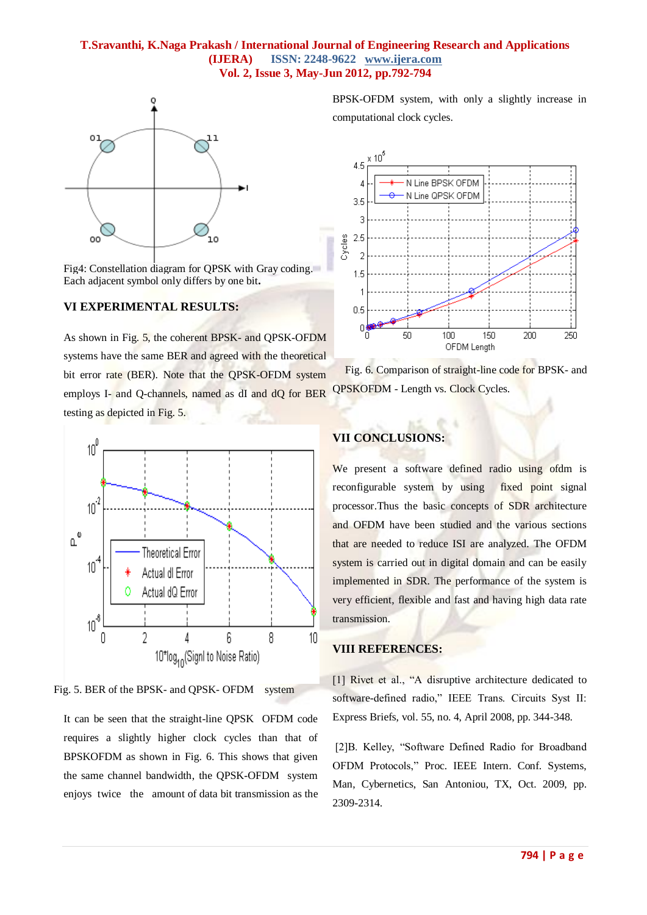Fig4: Constellation diagram for QPSK with Gray coding. Each adjacent symbol only differs by one bit.

## VI EXPERIMENTAL RESULTS:

As shown in Fig. 5, the coherent BPSK- and QPSK-OFDM systems have the same BER and agreed with the theoretical bit error rate (BER). Note that the QPSK-OFDM system employs I- and Q-channels, named as dI and dQ for BER testing as depicted in Fig. 5.

Fig. 5. BER of the BPSK- and QPSK- OFDM system

It can be seen that the straight-line QPSK OFDM code requires a slightly higher clock cycles than that of BPSKOFDM as shown in Fig. 6. This shows that given the same channel bandwidth, the QPSK-OFDM system enjoys twice the amount of data bit transmission as the BPSK-OFDM system, with only a slightly increase in computational clock cycles.

Fig. 6. Comparison of straight-line code for BPSK- and QPSKOFDM - Length vs. Clock Cycles.

## VII CONCLUSIONS:

We present a software defined radio using ofdm is reconfigurable system by using fixed point signal processor.Thus the basic concepts of SDR architecture and OFDM have been studied and the various sections that are needed to reduce ISI are analyzed. The OFDM system is carried out in digital domain and can be easily implemented in SDR. The performance of the system is very efficient, flexible and fast and having high data rate transmission.

## VIII REFERENCES:

[1] Rivet et al., "A disruptive architecture dedicated to software-defined radio," IEEE Trans. Circuits Syst II: Express Briefs, vol. 55, no. 4, April 2008, pp. 344-348.

[2]B. Kelley, "Software Defined Radio for Broadband OFDM Protocols," Proc. IEEE Intern. Conf. Systems, Man, Cybernetics, San Antoniou, TX, Oct. 2009, pp. 2309-2314.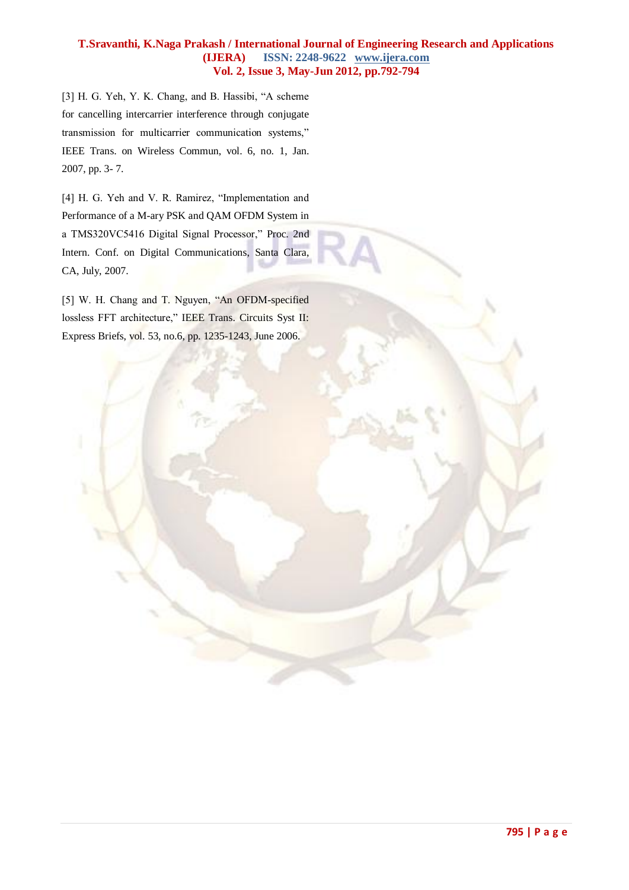[3] H. G. Yeh, Y. K. Chang, and B. Hassibi, "A scheme for cancelling intercarrier interference through conjugate transmission for multicarrier communication systems," IEEE Trans. on Wireless Commun, vol. 6, no. 1, Jan. 2007, pp. 3- 7.

[4] H. G. Yeh and V. R. Ramirez, "Implementation and Performance of a M-ary PSK and QAM OFDM System in a TMS320VC5416 Digital Signal Processor," Proc. 2nd Intern. Conf. on Digital Communications, Santa Clara, CA, July, 2007.

[5] W. H. Chang and T. Nguyen, "An OFDM-specified lossless FFT architecture," IEEE Trans. Circuits Syst II: Express Briefs, vol. 53, no.6, pp. 1235-1243, June 2006.